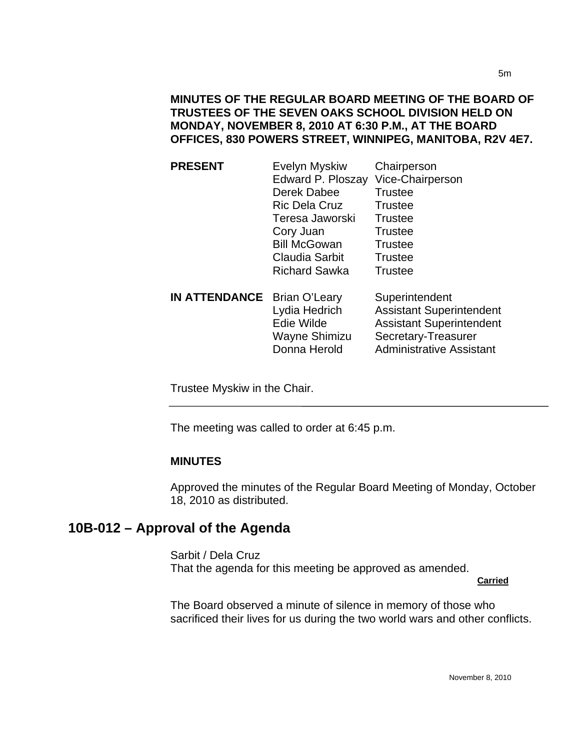**MINUTES OF THE REGULAR BOARD MEETING OF THE BOARD OF TRUSTEES OF THE SEVEN OAKS SCHOOL DIVISION HELD ON MONDAY, NOVEMBER 8, 2010 AT 6:30 P.M., AT THE BOARD OFFICES, 830 POWERS STREET, WINNIPEG, MANITOBA, R2V 4E7.**

| | | |
|---|---|---|
| **PRESENT** | Evelyn Myskiw | Chairperson |
| | Edward P. Ploszay | Vice-Chairperson |
| | Derek Dabee | Trustee |
| | Ric Dela Cruz | Trustee |
| | Teresa Jaworski | Trustee |
| | Cory Juan | Trustee |
| | Bill McGowan | Trustee |
| | Claudia Sarbit | Trustee |
| | Richard Sawka | Trustee |
| **IN ATTENDANCE** | Brian O'Leary | Superintendent |
| | Lydia Hedrich | Assistant Superintendent |
| | Edie Wilde | Assistant Superintendent |
| | Wayne Shimizu | Secretary-Treasurer |
| | Donna Herold | Administrative Assistant |

Trustee Myskiw in the Chair.

---

The meeting was called to order at 6:45 p.m.

**MINUTES**

Approved the minutes of the Regular Board Meeting of Monday, October 18, 2010 as distributed.

## 10B-012 – Approval of the Agenda

Sarbit / Dela Cruz
That the agenda for this meeting be approved as amended.

**Carried**

The Board observed a minute of silence in memory of those who sacrificed their lives for us during the two world wars and other conflicts.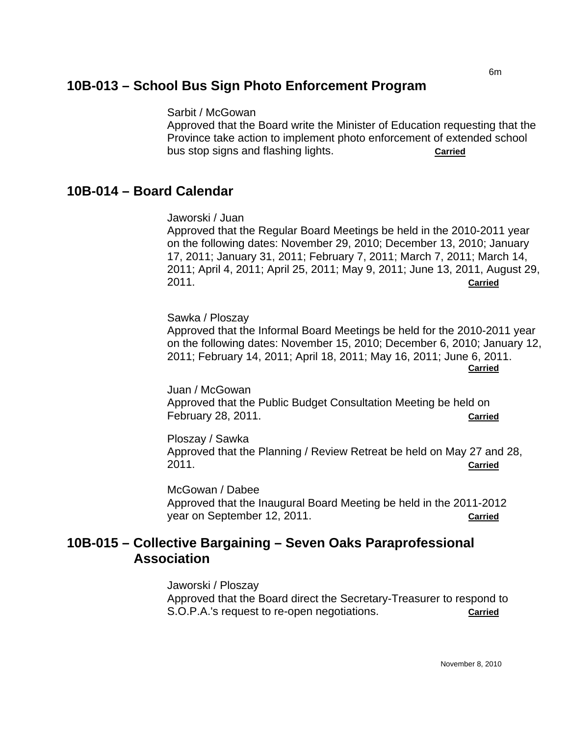## 10B-013 – School Bus Sign Photo Enforcement Program

Sarbit / McGowan
Approved that the Board write the Minister of Education requesting that the Province take action to implement photo enforcement of extended school bus stop signs and flashing lights. **Carried**

## 10B-014 – Board Calendar

Jaworski / Juan
Approved that the Regular Board Meetings be held in the 2010-2011 year on the following dates: November 29, 2010; December 13, 2010; January 17, 2011; January 31, 2011; February 7, 2011; March 7, 2011; March 14, 2011; April 4, 2011; April 25, 2011; May 9, 2011; June 13, 2011, August 29, 2011. **Carried**

Sawka / Ploszay
Approved that the Informal Board Meetings be held for the 2010-2011 year on the following dates: November 15, 2010; December 6, 2010; January 12, 2011; February 14, 2011; April 18, 2011; May 16, 2011; June 6, 2011. **Carried**

Juan / McGowan
Approved that the Public Budget Consultation Meeting be held on February 28, 2011. **Carried**

Ploszay / Sawka
Approved that the Planning / Review Retreat be held on May 27 and 28, 2011. **Carried**

McGowan / Dabee
Approved that the Inaugural Board Meeting be held in the 2011-2012 year on September 12, 2011. **Carried**

## 10B-015 – Collective Bargaining – Seven Oaks Paraprofessional Association

Jaworski / Ploszay
Approved that the Board direct the Secretary-Treasurer to respond to S.O.P.A.'s request to re-open negotiations. **Carried**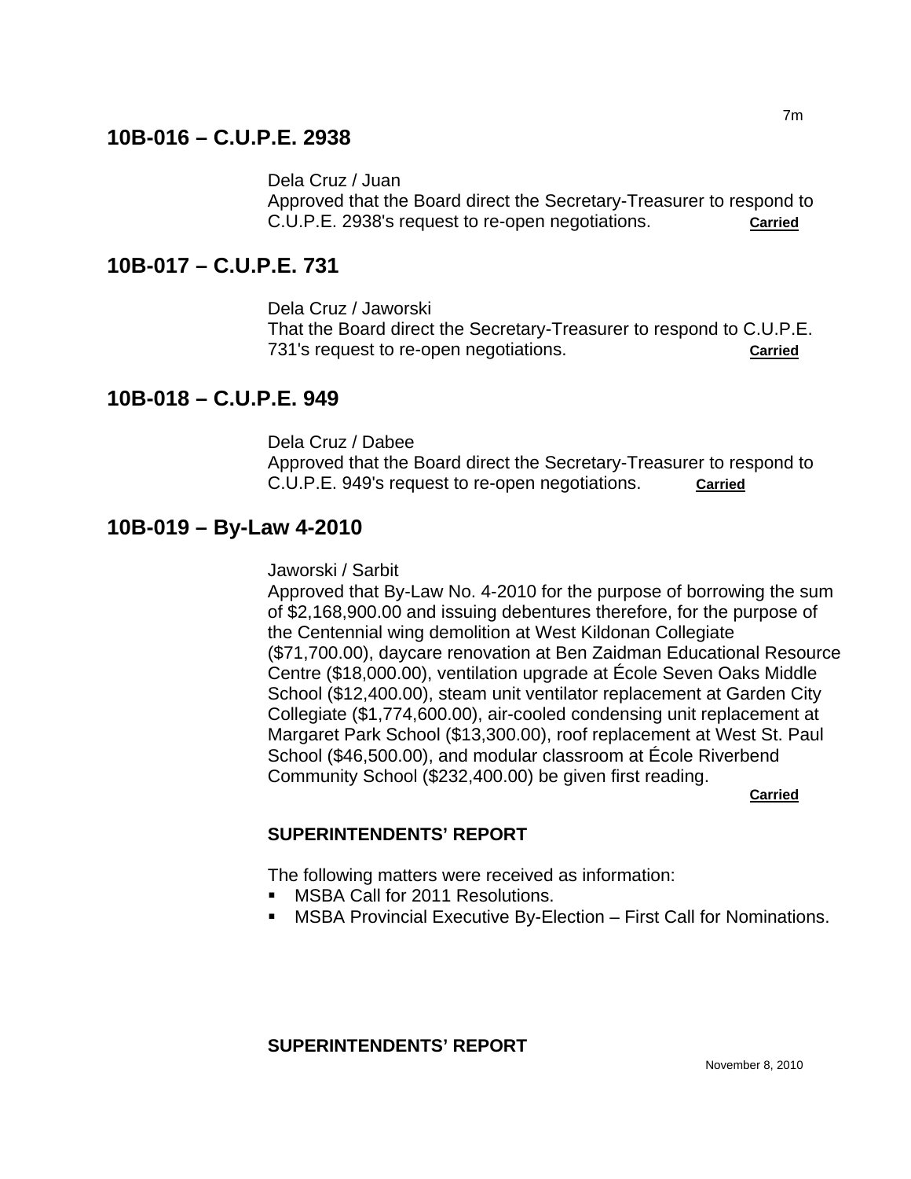## 10B-016 – C.U.P.E. 2938

Dela Cruz / Juan
Approved that the Board direct the Secretary-Treasurer to respond to C.U.P.E. 2938's request to re-open negotiations. **Carried**

## 10B-017 – C.U.P.E. 731

Dela Cruz / Jaworski
That the Board direct the Secretary-Treasurer to respond to C.U.P.E. 731's request to re-open negotiations. **Carried**

## 10B-018 – C.U.P.E. 949

Dela Cruz / Dabee
Approved that the Board direct the Secretary-Treasurer to respond to C.U.P.E. 949's request to re-open negotiations. **Carried**

## 10B-019 – By-Law 4-2010

Jaworski / Sarbit
Approved that By-Law No. 4-2010 for the purpose of borrowing the sum of $2,168,900.00 and issuing debentures therefore, for the purpose of the Centennial wing demolition at West Kildonan Collegiate ($71,700.00), daycare renovation at Ben Zaidman Educational Resource Centre ($18,000.00), ventilation upgrade at École Seven Oaks Middle School ($12,400.00), steam unit ventilator replacement at Garden City Collegiate ($1,774,600.00), air-cooled condensing unit replacement at Margaret Park School ($13,300.00), roof replacement at West St. Paul School ($46,500.00), and modular classroom at École Riverbend Community School ($232,400.00) be given first reading. **Carried**

**SUPERINTENDENTS' REPORT**

The following matters were received as information:

- MSBA Call for 2011 Resolutions.
- MSBA Provincial Executive By-Election – First Call for Nominations.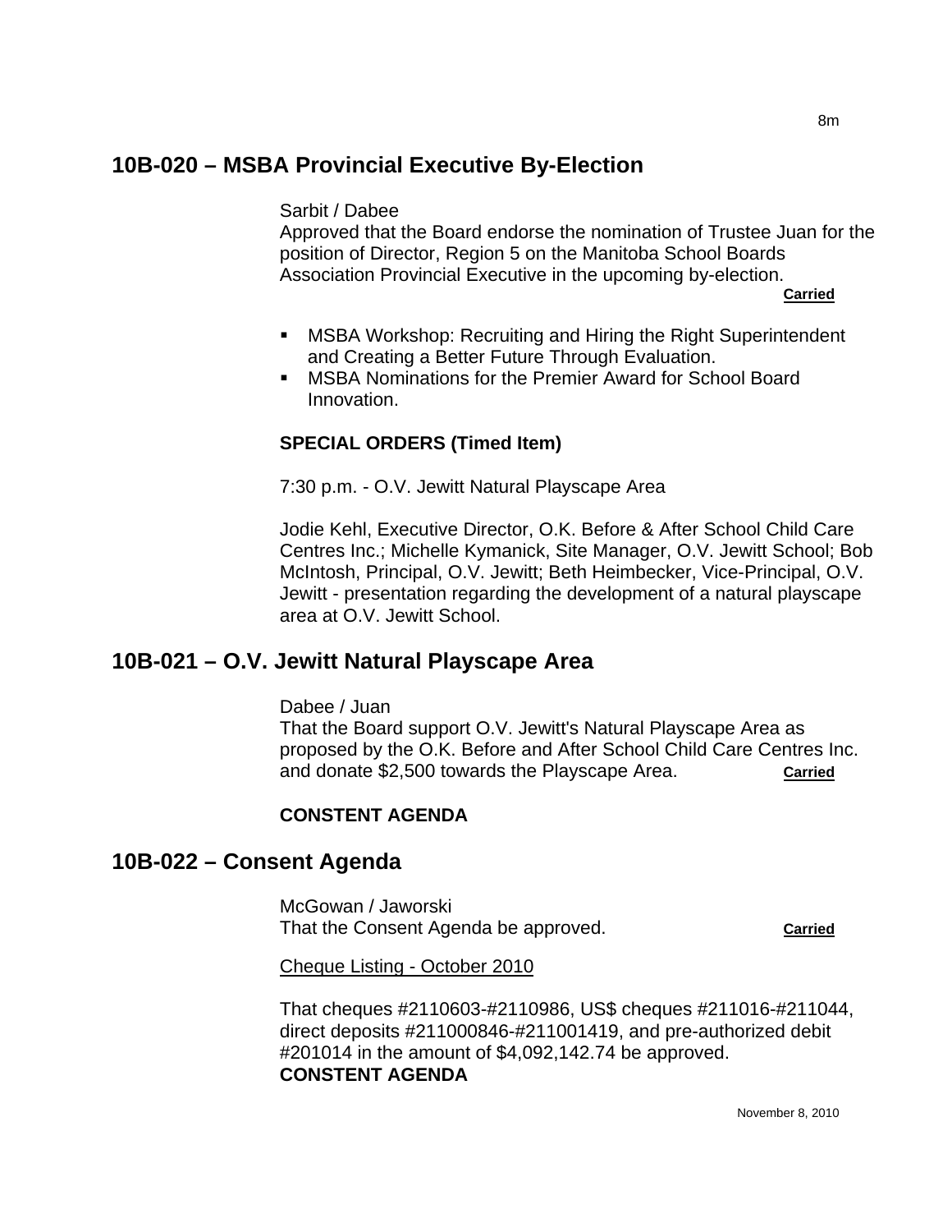## 10B-020 – MSBA Provincial Executive By-Election

Sarbit / Dabee
Approved that the Board endorse the nomination of Trustee Juan for the position of Director, Region 5 on the Manitoba School Boards Association Provincial Executive in the upcoming by-election.
**Carried**

- MSBA Workshop: Recruiting and Hiring the Right Superintendent and Creating a Better Future Through Evaluation.
- MSBA Nominations for the Premier Award for School Board Innovation.

**SPECIAL ORDERS (Timed Item)**

7:30 p.m. - O.V. Jewitt Natural Playscape Area

Jodie Kehl, Executive Director, O.K. Before & After School Child Care Centres Inc.; Michelle Kymanick, Site Manager, O.V. Jewitt School; Bob McIntosh, Principal, O.V. Jewitt; Beth Heimbecker, Vice-Principal, O.V. Jewitt - presentation regarding the development of a natural playscape area at O.V. Jewitt School.

## 10B-021 – O.V. Jewitt Natural Playscape Area

Dabee / Juan
That the Board support O.V. Jewitt's Natural Playscape Area as proposed by the O.K. Before and After School Child Care Centres Inc. and donate $2,500 towards the Playscape Area. **Carried**

**CONSTENT AGENDA**

## 10B-022 – Consent Agenda

McGowan / Jaworski
That the Consent Agenda be approved. **Carried**

Cheque Listing - October 2010

That cheques #2110603-#2110986, US$ cheques #211016-#211044, direct deposits #211000846-#211001419, and pre-authorized debit #201014 in the amount of $4,092,142.74 be approved.
**CONSTENT AGENDA**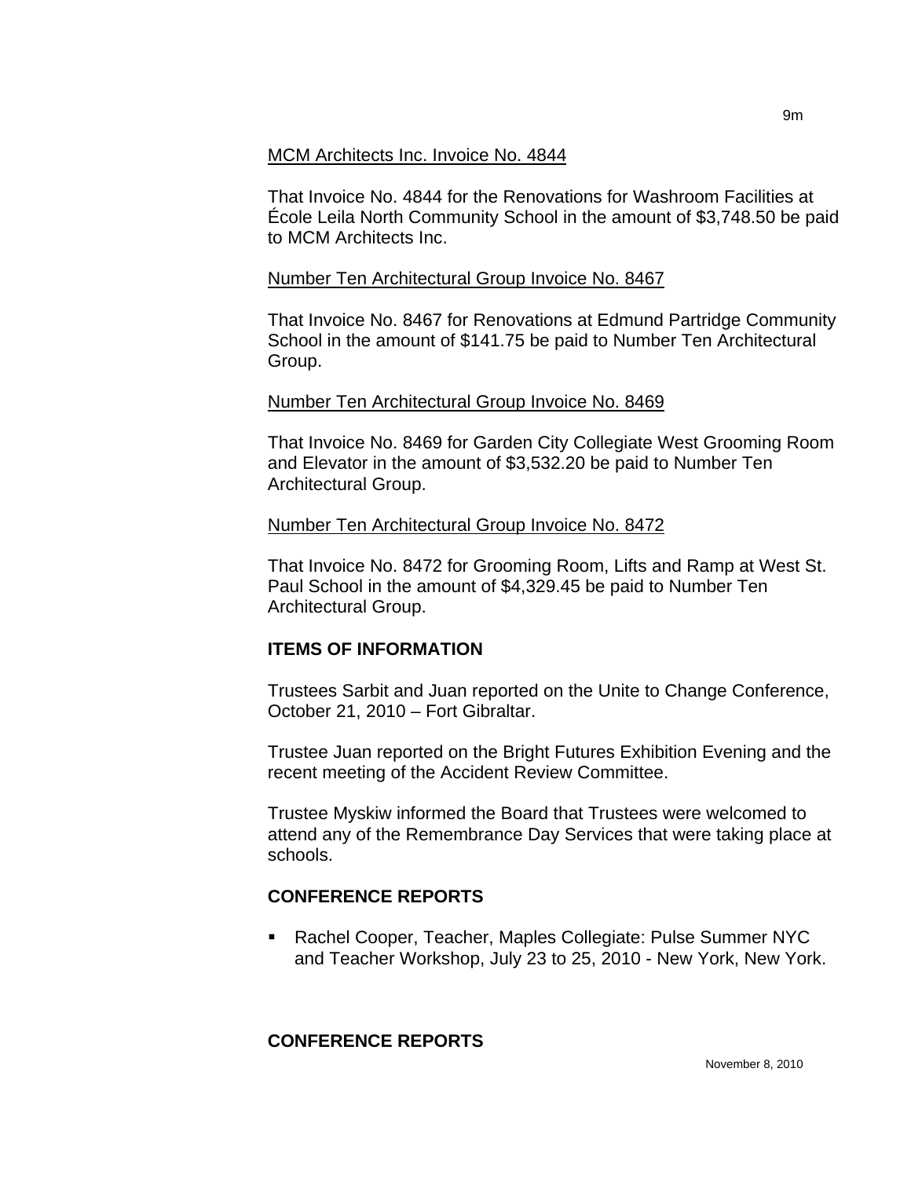MCM Architects Inc. Invoice No. 4844

That Invoice No. 4844 for the Renovations for Washroom Facilities at École Leila North Community School in the amount of $3,748.50 be paid to MCM Architects Inc.

Number Ten Architectural Group Invoice No. 8467

That Invoice No. 8467 for Renovations at Edmund Partridge Community School in the amount of $141.75 be paid to Number Ten Architectural Group.

Number Ten Architectural Group Invoice No. 8469

That Invoice No. 8469 for Garden City Collegiate West Grooming Room and Elevator in the amount of $3,532.20 be paid to Number Ten Architectural Group.

Number Ten Architectural Group Invoice No. 8472

That Invoice No. 8472 for Grooming Room, Lifts and Ramp at West St. Paul School in the amount of $4,329.45 be paid to Number Ten Architectural Group.

## ITEMS OF INFORMATION

Trustees Sarbit and Juan reported on the Unite to Change Conference, October 21, 2010 – Fort Gibraltar.

Trustee Juan reported on the Bright Futures Exhibition Evening and the recent meeting of the Accident Review Committee.

Trustee Myskiw informed the Board that Trustees were welcomed to attend any of the Remembrance Day Services that were taking place at schools.

## CONFERENCE REPORTS

- Rachel Cooper, Teacher, Maples Collegiate: Pulse Summer NYC and Teacher Workshop, July 23 to 25, 2010 - New York, New York.

## CONFERENCE REPORTS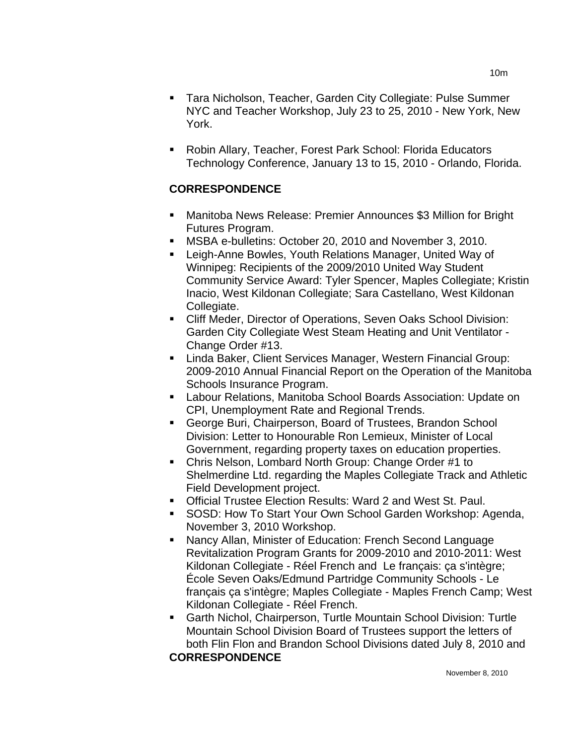- Tara Nicholson, Teacher, Garden City Collegiate: Pulse Summer NYC and Teacher Workshop, July 23 to 25, 2010 - New York, New York.

- Robin Allary, Teacher, Forest Park School: Florida Educators Technology Conference, January 13 to 15, 2010 - Orlando, Florida.

**CORRESPONDENCE**

- Manitoba News Release: Premier Announces $3 Million for Bright Futures Program.
- MSBA e-bulletins: October 20, 2010 and November 3, 2010.
- Leigh-Anne Bowles, Youth Relations Manager, United Way of Winnipeg: Recipients of the 2009/2010 United Way Student Community Service Award: Tyler Spencer, Maples Collegiate; Kristin Inacio, West Kildonan Collegiate; Sara Castellano, West Kildonan Collegiate.
- Cliff Meder, Director of Operations, Seven Oaks School Division: Garden City Collegiate West Steam Heating and Unit Ventilator - Change Order #13.
- Linda Baker, Client Services Manager, Western Financial Group: 2009-2010 Annual Financial Report on the Operation of the Manitoba Schools Insurance Program.
- Labour Relations, Manitoba School Boards Association: Update on CPI, Unemployment Rate and Regional Trends.
- George Buri, Chairperson, Board of Trustees, Brandon School Division: Letter to Honourable Ron Lemieux, Minister of Local Government, regarding property taxes on education properties.
- Chris Nelson, Lombard North Group: Change Order #1 to Shelmerdine Ltd. regarding the Maples Collegiate Track and Athletic Field Development project.
- Official Trustee Election Results: Ward 2 and West St. Paul.
- SOSD: How To Start Your Own School Garden Workshop: Agenda, November 3, 2010 Workshop.
- Nancy Allan, Minister of Education: French Second Language Revitalization Program Grants for 2009-2010 and 2010-2011: West Kildonan Collegiate - Réel French and Le français: ça s'intègre; École Seven Oaks/Edmund Partridge Community Schools - Le français ça s'intègre; Maples Collegiate - Maples French Camp; West Kildonan Collegiate - Réel French.
- Garth Nichol, Chairperson, Turtle Mountain School Division: Turtle Mountain School Division Board of Trustees support the letters of both Flin Flon and Brandon School Divisions dated July 8, 2010 and

**CORRESPONDENCE**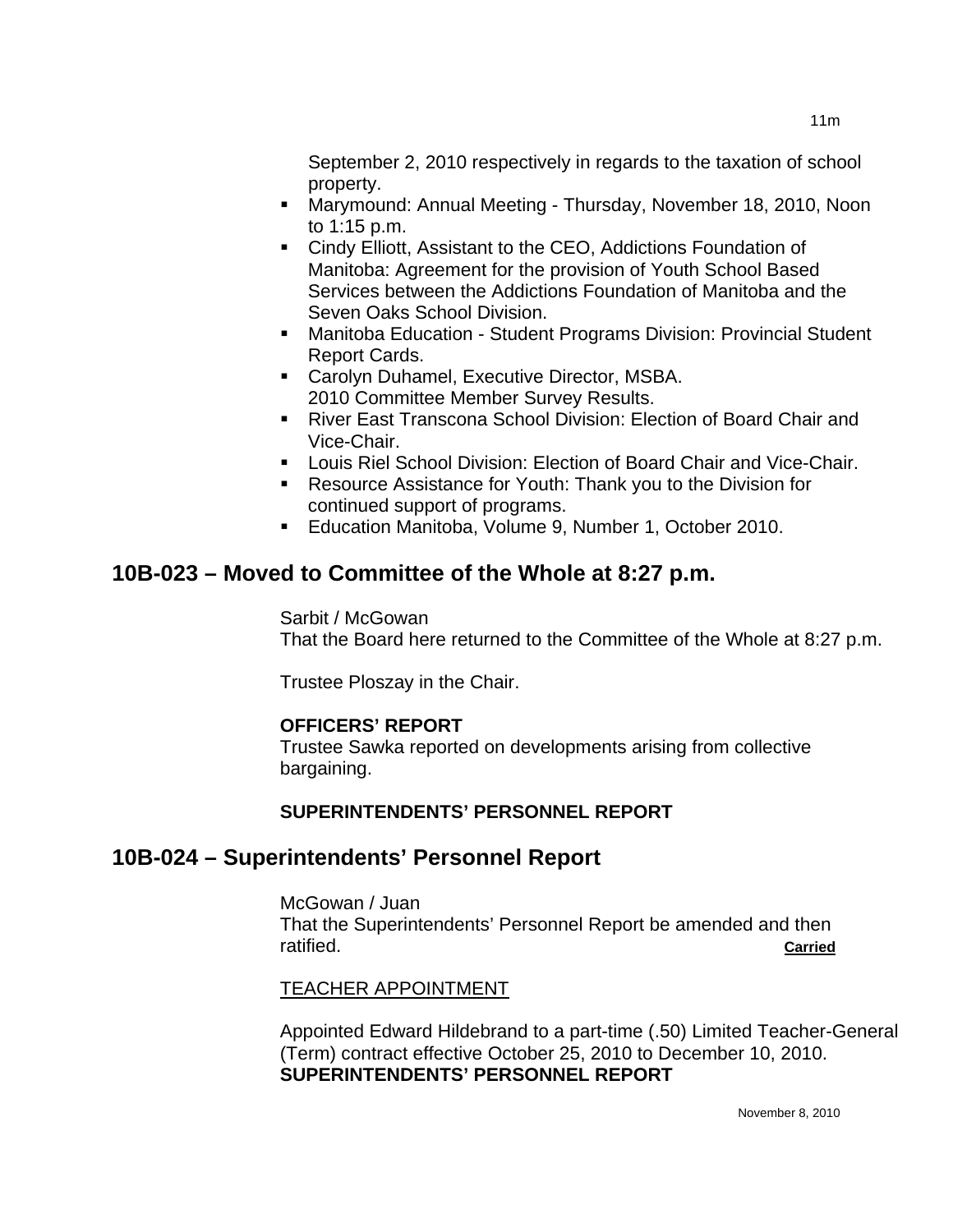September 2, 2010 respectively in regards to the taxation of school property.

- Marymound: Annual Meeting - Thursday, November 18, 2010, Noon to 1:15 p.m.
- Cindy Elliott, Assistant to the CEO, Addictions Foundation of Manitoba: Agreement for the provision of Youth School Based Services between the Addictions Foundation of Manitoba and the Seven Oaks School Division.
- Manitoba Education - Student Programs Division: Provincial Student Report Cards.
- Carolyn Duhamel, Executive Director, MSBA. 2010 Committee Member Survey Results.
- River East Transcona School Division: Election of Board Chair and Vice-Chair.
- Louis Riel School Division: Election of Board Chair and Vice-Chair.
- Resource Assistance for Youth: Thank you to the Division for continued support of programs.
- Education Manitoba, Volume 9, Number 1, October 2010.

## 10B-023 – Moved to Committee of the Whole at 8:27 p.m.

Sarbit / McGowan
That the Board here returned to the Committee of the Whole at 8:27 p.m.

Trustee Ploszay in the Chair.

**OFFICERS' REPORT**
Trustee Sawka reported on developments arising from collective bargaining.

**SUPERINTENDENTS' PERSONNEL REPORT**

## 10B-024 – Superintendents' Personnel Report

McGowan / Juan
That the Superintendents' Personnel Report be amended and then ratified. **Carried**

TEACHER APPOINTMENT

Appointed Edward Hildebrand to a part-time (.50) Limited Teacher-General (Term) contract effective October 25, 2010 to December 10, 2010.
**SUPERINTENDENTS' PERSONNEL REPORT**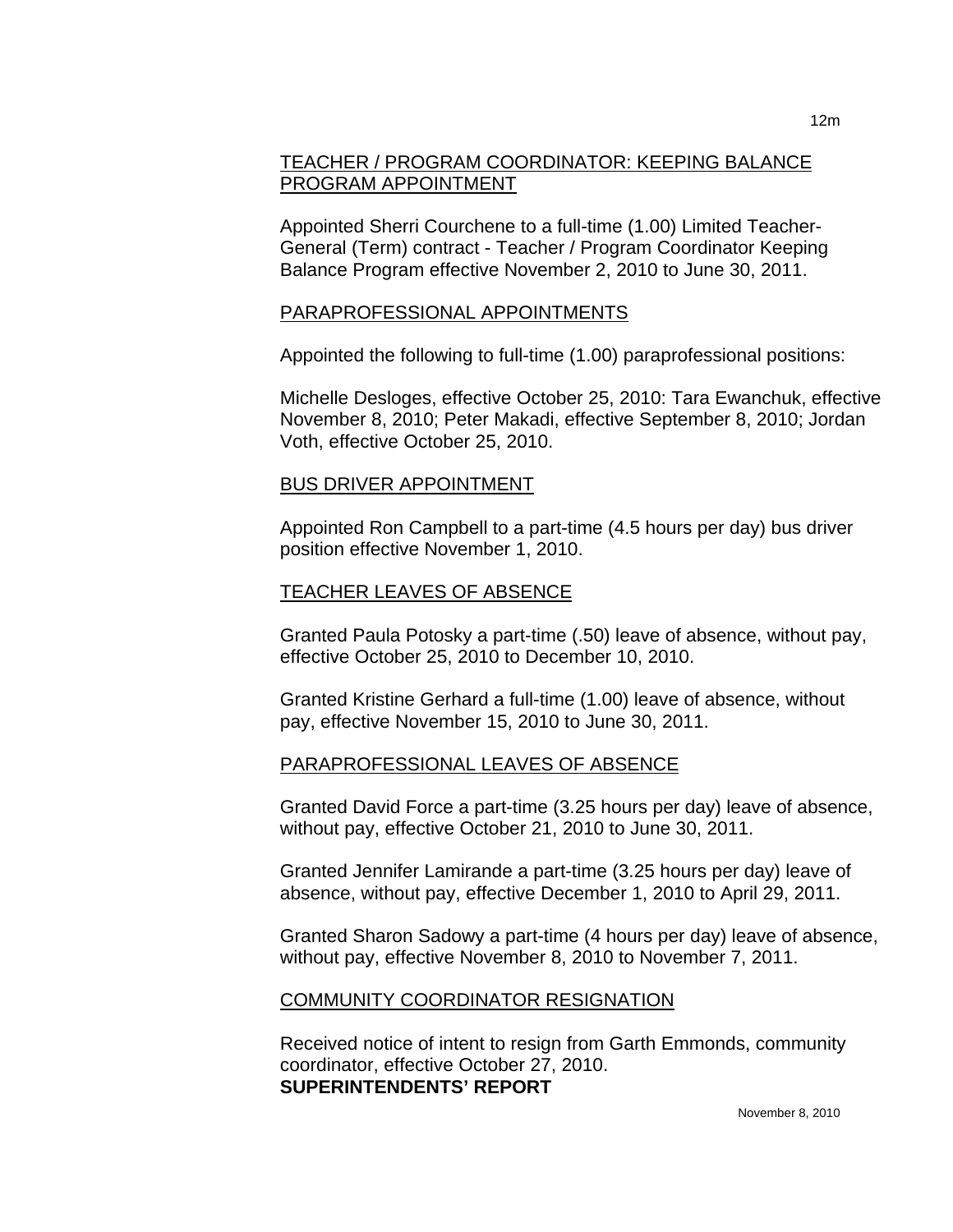## TEACHER / PROGRAM COORDINATOR: KEEPING BALANCE PROGRAM APPOINTMENT

Appointed Sherri Courchene to a full-time (1.00) Limited Teacher-General (Term) contract - Teacher / Program Coordinator Keeping Balance Program effective November 2, 2010 to June 30, 2011.

## PARAPROFESSIONAL APPOINTMENTS

Appointed the following to full-time (1.00) paraprofessional positions:

Michelle Desloges, effective October 25, 2010: Tara Ewanchuk, effective November 8, 2010; Peter Makadi, effective September 8, 2010; Jordan Voth, effective October 25, 2010.

## BUS DRIVER APPOINTMENT

Appointed Ron Campbell to a part-time (4.5 hours per day) bus driver position effective November 1, 2010.

## TEACHER LEAVES OF ABSENCE

Granted Paula Potosky a part-time (.50) leave of absence, without pay, effective October 25, 2010 to December 10, 2010.

Granted Kristine Gerhard a full-time (1.00) leave of absence, without pay, effective November 15, 2010 to June 30, 2011.

## PARAPROFESSIONAL LEAVES OF ABSENCE

Granted David Force a part-time (3.25 hours per day) leave of absence, without pay, effective October 21, 2010 to June 30, 2011.

Granted Jennifer Lamirande a part-time (3.25 hours per day) leave of absence, without pay, effective December 1, 2010 to April 29, 2011.

Granted Sharon Sadowy a part-time (4 hours per day) leave of absence, without pay, effective November 8, 2010 to November 7, 2011.

## COMMUNITY COORDINATOR RESIGNATION

Received notice of intent to resign from Garth Emmonds, community coordinator, effective October 27, 2010.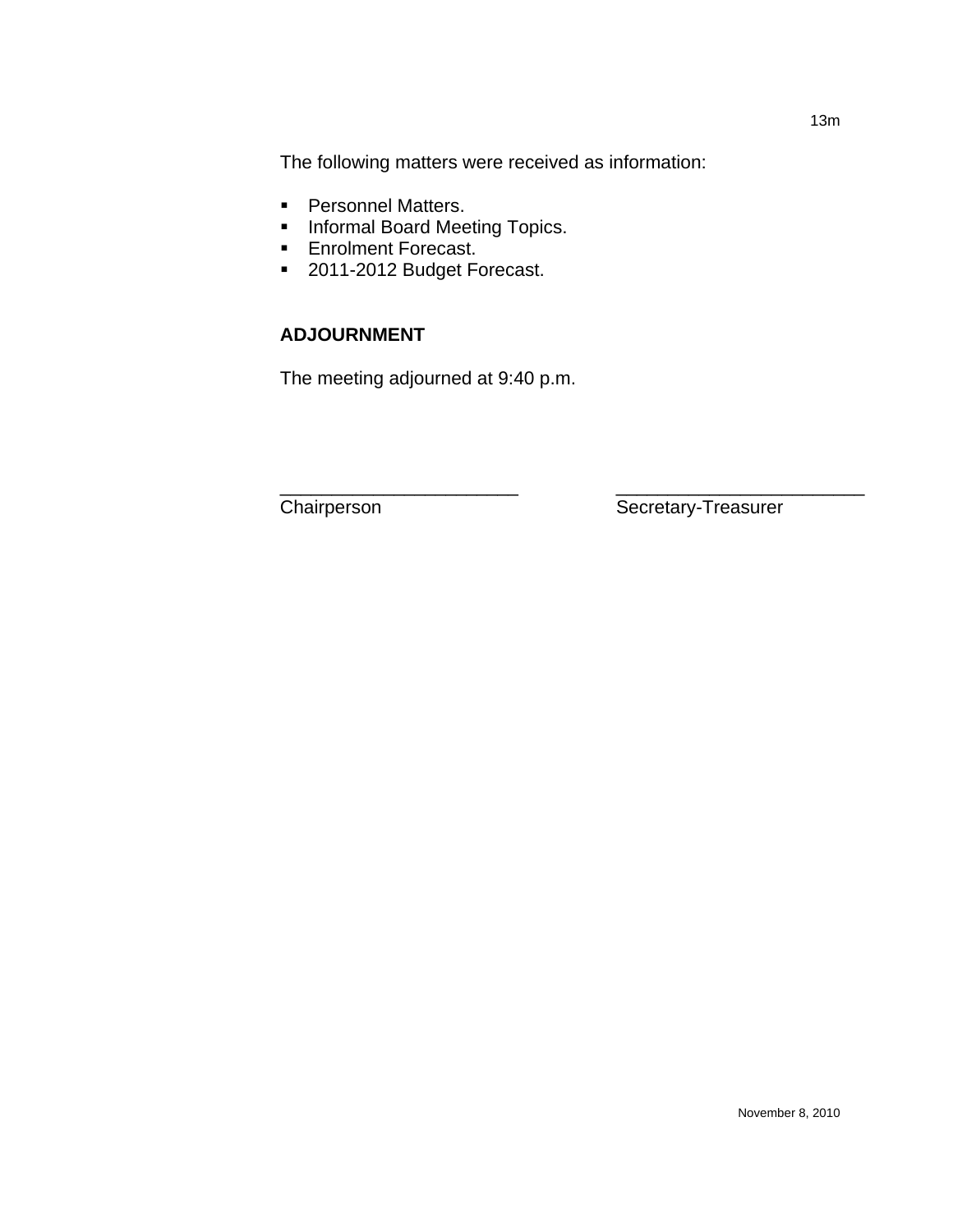The following matters were received as information:

- Personnel Matters.
- Informal Board Meeting Topics.
- Enrolment Forecast.
- 2011-2012 Budget Forecast.

**ADJOURNMENT**

The meeting adjourned at 9:40 p.m.

_______________________ _________________________

Chairperson Secretary-Treasurer